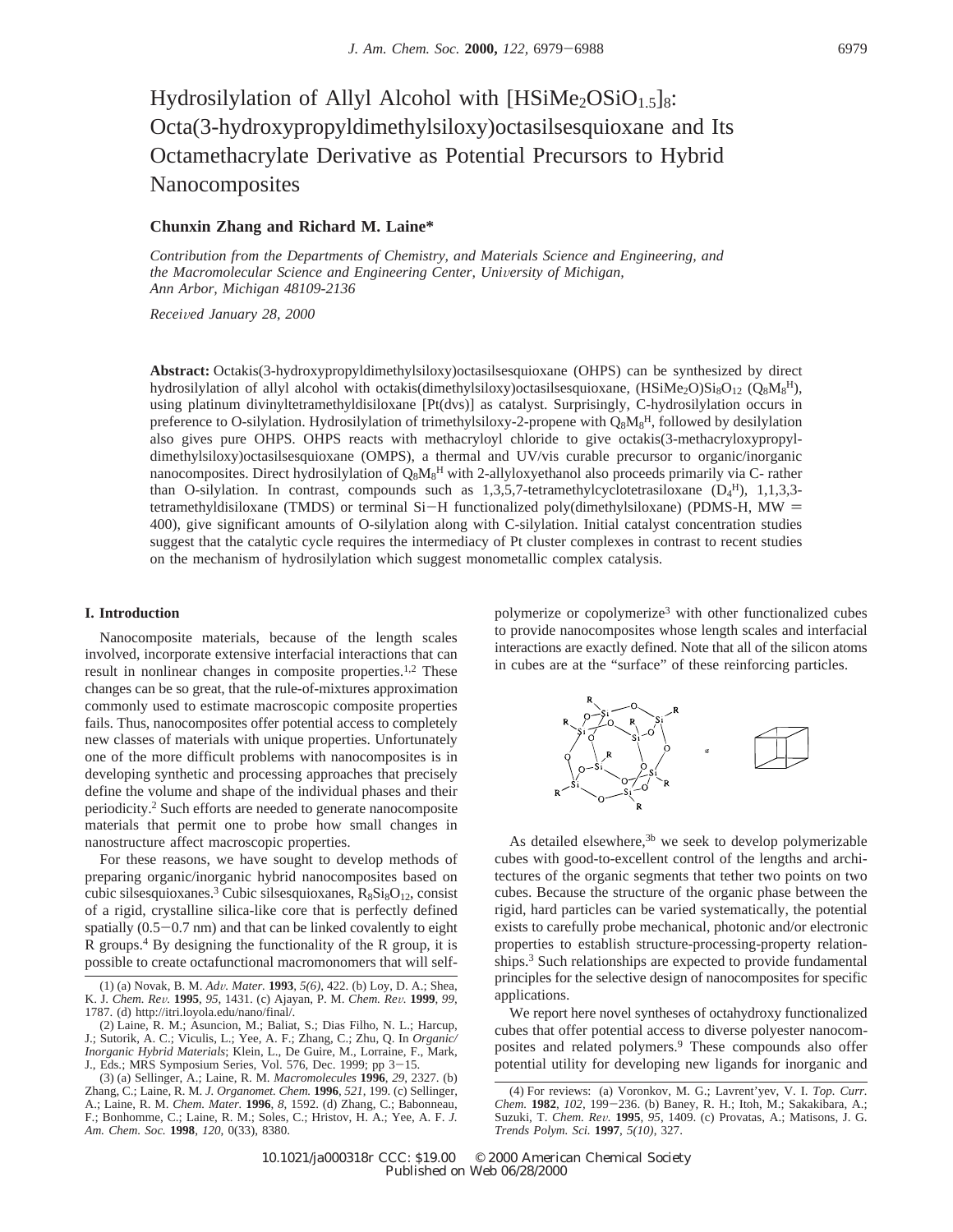# Hydrosilylation of Allyl Alcohol with $[HSiMe_2OSiO_{1.5}]_8$: Octa(3-hydroxypropyldimethylsiloxy)octasilsesquioxane and Its Octamethacrylate Derivative as Potential Precursors to Hybrid Nanocomposites

**Chunxin Zhang and Richard M. Laine***

*Contribution from the Departments of Chemistry, and Materials Science and Engineering, and the Macromolecular Science and Engineering Center, University of Michigan, Ann Arbor, Michigan 48109-2136*

*Received January 28, 2000*

**Abstract:** Octakis(3-hydroxypropyldimethylsiloxy)octasilsesquioxane (OHPS) can be synthesized by direct hydrosilylation of allyl alcohol with octakis(dimethylsiloxy)octasilsesquioxane, $(HSiMe_2O)Si_8O_{12}$ ($Q_8M_8^H$), using platinum divinyltetramethyldisiloxane [Pt(dvs)] as catalyst. Surprisingly, C-hydrosilylation occurs in preference to O-silylation. Hydrosilylation of trimethylsiloxy-2-propene with $Q_8M_8^H$, followed by desilylation also gives pure OHPS. OHPS reacts with methacryloyl chloride to give octakis(3-methacryloxypropyldimethylsiloxy)octasilsesquioxane (OMPS), a thermal and UV/vis curable precursor to organic/inorganic nanocomposites. Direct hydrosilylation of $Q_8M_8^H$ with 2-allyloxyethanol also proceeds primarily via C- rather than O-silylation. In contrast, compounds such as 1,3,5,7-tetramethylcyclotetrasiloxane ($D_4^H$), 1,1,3,3-tetramethyldisiloxane (TMDS) or terminal Si−H functionalized poly(dimethylsiloxane) (PDMS-H, MW = 400), give significant amounts of O-silylation along with C-silylation. Initial catalyst concentration studies suggest that the catalytic cycle requires the intermediacy of Pt cluster complexes in contrast to recent studies on the mechanism of hydrosilylation which suggest monometallic complex catalysis.

## I. Introduction

Nanocomposite materials, because of the length scales involved, incorporate extensive interfacial interactions that can result in nonlinear changes in composite properties.[1,2] These changes can be so great, that the rule-of-mixtures approximation commonly used to estimate macroscopic composite properties fails. Thus, nanocomposites offer potential access to completely new classes of materials with unique properties. Unfortunately one of the more difficult problems with nanocomposites is in developing synthetic and processing approaches that precisely define the volume and shape of the individual phases and their periodicity.[2] Such efforts are needed to generate nanocomposite materials that permit one to probe how small changes in nanostructure affect macroscopic properties.

For these reasons, we have sought to develop methods of preparing organic/inorganic hybrid nanocomposites based on cubic silsesquioxanes.[3] Cubic silsesquioxanes, $R_8Si_8O_{12}$, consist of a rigid, crystalline silica-like core that is perfectly defined spatially (0.5−0.7 nm) and that can be linked covalently to eight R groups.[4] By designing the functionality of the R group, it is possible to create octafunctional macromonomers that will self-polymerize or copolymerize[3] with other functionalized cubes to provide nanocomposites whose length scales and interfacial interactions are exactly defined. Note that all of the silicon atoms in cubes are at the "surface" of these reinforcing particles.

As detailed elsewhere,[3b] we seek to develop polymerizable cubes with good-to-excellent control of the lengths and architectures of the organic segments that tether two points on two cubes. Because the structure of the organic phase between the rigid, hard particles can be varied systematically, the potential exists to carefully probe mechanical, photonic and/or electronic properties to establish structure-processing-property relationships.[3] Such relationships are expected to provide fundamental principles for the selective design of nanocomposites for specific applications.

We report here novel syntheses of octahydroxy functionalized cubes that offer potential access to diverse polyester nanocomposites and related polymers.[9] These compounds also offer potential utility for developing new ligands for inorganic and

(1) (a) Novak, B. M. *Adv. Mater.* **1993**, *5(6)*, 422. (b) Loy, D. A.; Shea, K. J. *Chem. Rev.* **1995**, *95*, 1431. (c) Ajayan, P. M. *Chem. Rev.* **1999**, *99*, 1787. (d) http://itri.loyola.edu/nano/final/.

(2) Laine, R. M.; Asuncion, M.; Baliat, S.; Dias Filho, N. L.; Harcup, J.; Sutorik, A. C.; Viculis, L.; Yee, A. F.; Zhang, C.; Zhu, Q. In *Organic/Inorganic Hybrid Materials*; Klein, L., De Guire, M., Lorraine, F., Mark, J., Eds.; MRS Symposium Series, Vol. 576, Dec. 1999; pp 3−15.

(3) (a) Sellinger, A.; Laine, R. M. *Macromolecules* **1996**, *29*, 2327. (b) Zhang, C.; Laine, R. M. *J. Organomet. Chem.* **1996**, *521*, 199. (c) Sellinger, A.; Laine, R. M. *Chem. Mater.* **1996**, *8*, 1592. (d) Zhang, C.; Babonneau, F.; Bonhomme, C.; Laine, R. M.; Soles, C.; Hristov, H. A.; Yee, A. F. *J. Am. Chem. Soc.* **1998**, *120*, 0(33), 8380.

(4) For reviews: (a) Voronkov, M. G.; Lavrent'yev, V. I. *Top. Curr. Chem.* **1982**, *102*, 199−236. (b) Baney, R. H.; Itoh, M.; Sakakibara, A.; Suzuki, T. *Chem. Rev.* **1995**, *95*, 1409. (c) Provatas, A.; Matisons, J. G. *Trends Polym. Sci.* **1997**, *5(10)*, 327.

10.1021/ja000318r CCC: $19.00 © 2000 American Chemical Society
Published on Web 06/28/2000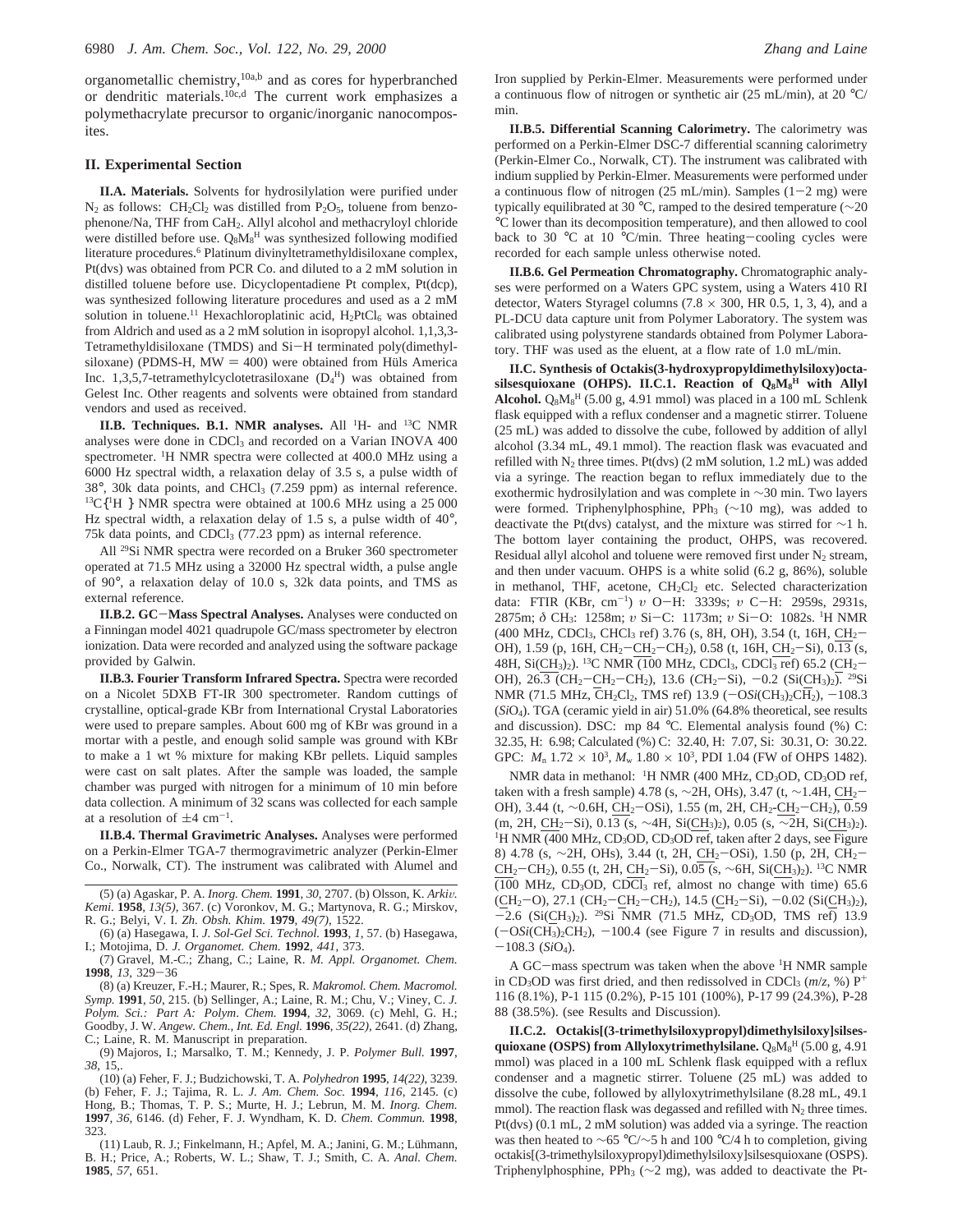organometallic chemistry,[10a,b] and as cores for hyperbranched or dendritic materials.[10c,d] The current work emphasizes a polymethacrylate precursor to organic/inorganic nanocomposites.

## II. Experimental Section

**II.A. Materials.** Solvents for hydrosilylation were purified under $N_2$ as follows: $CH_2Cl_2$ was distilled from $P_2O_5$, toluene from benzophenone/Na, THF from $CaH_2$. Allyl alcohol and methacryloyl chloride were distilled before use. $Q_8M_8^H$ was synthesized following modified literature procedures.[6] Platinum divinyltetramethyldisiloxane complex, Pt(dvs) was obtained from PCR Co. and diluted to a 2 mM solution in distilled toluene before use. Dicyclopentadiene Pt complex, Pt(dcp), was synthesized following literature procedures and used as a 2 mM solution in toluene.[11] Hexachloroplatinic acid, $H_2PtCl_6$ was obtained from Aldrich and used as a 2 mM solution in isopropyl alcohol. 1,1,3,3-Tetramethyldisiloxane (TMDS) and Si−H terminated poly(dimethylsiloxane) (PDMS-H, MW = 400) were obtained from Hüls America Inc. 1,3,5,7-tetramethylcyclotetrasiloxane ($D_4^H$) was obtained from Gelest Inc. Other reagents and solvents were obtained from standard vendors and used as received.

**II.B. Techniques. B.1. NMR analyses.** All $^1$H- and $^{13}$C NMR analyses were done in $CDCl_3$ and recorded on a Varian INOVA 400 spectrometer. $^1$H NMR spectra were collected at 400.0 MHz using a 6000 Hz spectral width, a relaxation delay of 3.5 s, a pulse width of 38°, 30k data points, and $CHCl_3$ (7.259 ppm) as internal reference. $^{13}$C{$^1$H } NMR spectra were obtained at 100.6 MHz using a 25 000 Hz spectral width, a relaxation delay of 1.5 s, a pulse width of 40°, 75k data points, and $CDCl_3$ (77.23 ppm) as internal reference.

All $^{29}$Si NMR spectra were recorded on a Bruker 360 spectrometer operated at 71.5 MHz using a 32000 Hz spectral width, a pulse angle of 90°, a relaxation delay of 10.0 s, 32k data points, and TMS as external reference.

**II.B.2. GC−Mass Spectral Analyses.** Analyses were conducted on a Finningan model 4021 quadrupole GC/mass spectrometer by electron ionization. Data were recorded and analyzed using the software package provided by Galwin.

**II.B.3. Fourier Transform Infrared Spectra.** Spectra were recorded on a Nicolet 5DXB FT-IR 300 spectrometer. Random cuttings of crystalline, optical-grade KBr from International Crystal Laboratories were used to prepare samples. About 600 mg of KBr was ground in a mortar with a pestle, and enough solid sample was ground with KBr to make a 1 wt % mixture for making KBr pellets. Liquid samples were cast on salt plates. After the sample was loaded, the sample chamber was purged with nitrogen for a minimum of 10 min before data collection. A minimum of 32 scans was collected for each sample at a resolution of $\pm 4$ cm$^{-1}$.

**II.B.4. Thermal Gravimetric Analyses.** Analyses were performed on a Perkin-Elmer TGA-7 thermogravimetric analyzer (Perkin-Elmer Co., Norwalk, CT). The instrument was calibrated with Alumel and Iron supplied by Perkin-Elmer. Measurements were performed under a continuous flow of nitrogen or synthetic air (25 mL/min), at 20 °C/min.

**II.B.5. Differential Scanning Calorimetry.** The calorimetry was performed on a Perkin-Elmer DSC-7 differential scanning calorimetry (Perkin-Elmer Co., Norwalk, CT). The instrument was calibrated with indium supplied by Perkin-Elmer. Measurements were performed under a continuous flow of nitrogen (25 mL/min). Samples (1−2 mg) were typically equilibrated at 30 °C, ramped to the desired temperature (~20 °C lower than its decomposition temperature), and then allowed to cool back to 30 °C at 10 °C/min. Three heating−cooling cycles were recorded for each sample unless otherwise noted.

**II.B.6. Gel Permeation Chromatography.** Chromatographic analyses were performed on a Waters GPC system, using a Waters 410 RI detector, Waters Styragel columns (7.8 × 300, HR 0.5, 1, 3, 4), and a PL-DCU data capture unit from Polymer Laboratory. The system was calibrated using polystyrene standards obtained from Polymer Laboratory. THF was used as the eluent, at a flow rate of 1.0 mL/min.

**II.C. Synthesis of Octakis(3-hydroxypropyldimethylsiloxy)octasilsesquioxane (OHPS). II.C.1. Reaction of $Q_8M_8^H$ with Allyl Alcohol.** $Q_8M_8^H$ (5.00 g, 4.91 mmol) was placed in a 100 mL Schlenk flask equipped with a reflux condenser and a magnetic stirrer. Toluene (25 mL) was added to dissolve the cube, followed by addition of allyl alcohol (3.34 mL, 49.1 mmol). The reaction flask was evacuated and refilled with $N_2$ three times. Pt(dvs) (2 mM solution, 1.2 mL) was added via a syringe. The reaction began to reflux immediately due to the exothermic hydrosilylation and was complete in ~30 min. Two layers were formed. Triphenylphosphine, $PPh_3$ (~10 mg), was added to deactivate the Pt(dvs) catalyst, and the mixture was stirred for ~1 h. The bottom layer containing the product, OHPS, was recovered. Residual allyl alcohol and toluene were removed first under $N_2$ stream, and then under vacuum. OHPS is a white solid (6.2 g, 86%), soluble in methanol, THF, acetone, $CH_2Cl_2$ etc. Selected characterization data: FTIR (KBr, cm$^{-1}$) $\upsilon$ O−H: 3339s; $\upsilon$ C−H: 2959s, 2931s, 2875m; $\delta$ $CH_3$: 1258m; $\upsilon$ Si−C: 1173m; $\upsilon$ Si−O: 1082s. $^1$H NMR (400 MHz, $CDCl_3$, $CHCl_3$ ref) 3.76 (s, 8H, OH), 3.54 (t, 16H, $\underline{CH_2}$−OH), 1.59 (p, 16H, $CH_2$−$\underline{CH_2}$−$CH_2$), 0.58 (t, 16H, $\underline{CH_2}$−Si), 0.13 (s, 48H, Si($\underline{CH_3}$)$_2$). $^{13}$C NMR (100 MHz, $CDCl_3$, $CDCl_3$ ref) 65.2 ($\underline{C}H_2$−OH), 26.3 ($CH_2$−$\underline{C}H_2$−$CH_2$), 13.6 ($\underline{C}H_2$−Si), −0.2 (Si($\underline{C}H_3$)$_2$). $^{29}$Si NMR (71.5 MHz, $CH_2Cl_2$, TMS ref) 13.9 (−O*Si*($CH_3$)$_2$$CH_2$), −108.3 (*Si*$O_4$). TGA (ceramic yield in air) 51.0% (64.8% theoretical, see results and discussion). DSC: mp 84 °C. Elemental analysis found (%) C: 32.35, H: 6.98; Calculated (%) C: 32.40, H: 7.07, Si: 30.31, O: 30.22. GPC: $M_n$ 1.72 × 10$^3$, $M_w$ 1.80 × 10$^3$, PDI 1.04 (FW of OHPS 1482).

NMR data in methanol: $^1$H NMR (400 MHz, $CD_3OD$, $CD_3OD$ ref, taken with a fresh sample) 4.78 (s, ~2H, OHs), 3.47 (t, ~1.4H, $\underline{CH_2}$−OH), 3.44 (t, ~0.6H, $\underline{CH_2}$−OSi), 1.55 (m, 2H, $CH_2$−$\underline{CH_2}$−$CH_2$), 0.59 (m, 2H, $\underline{CH_2}$−Si), 0.13 (s, ~4H, Si($\underline{CH_3}$)$_2$), 0.05 (s, ~2H, Si($\underline{CH_3}$)$_2$). $^1$H NMR (400 MHz, $CD_3OD$, $CD_3OD$ ref, taken after 2 days, see Figure 8) 4.78 (s, ~2H, OHs), 3.44 (t, 2H, $\underline{CH_2}$−OSi), 1.50 (p, 2H, $CH_2$−$\underline{CH_2}$−$CH_2$), 0.55 (t, 2H, $\underline{CH_2}$−Si), 0.05 (s, ~6H, Si($\underline{CH_3}$)$_2$). $^{13}$C NMR (100 MHz, $CD_3OD$, $CDCl_3$ ref, almost no change with time) 65.6 ($\underline{C}H_2$−O), 27.1 ($CH_2$−$\underline{C}H_2$−$CH_2$), 14.5 ($\underline{C}H_2$−Si), −0.02 (Si($\underline{C}H_3$)$_2$), −2.6 (Si($\underline{C}H_3$)$_2$). $^{29}$Si NMR (71.5 MHz, $CD_3OD$, TMS ref) 13.9 (−O*Si*($CH_3$)$_2$$CH_2$), −100.4 (see Figure 7 in results and discussion), −108.3 (*Si*$O_4$).

A GC−mass spectrum was taken when the above $^1$H NMR sample in $CD_3OD$ was first dried, and then redissolved in $CDCl_3$ ($m/z$, %) P$^+$ 116 (8.1%), P-1 115 (0.2%), P-15 101 (100%), P-17 99 (24.3%), P-28 88 (38.5%). (see Results and Discussion).

**II.C.2. Octakis[(3-trimethylsiloxypropyl)dimethylsiloxy]silsesquioxane (OSPS) from Allyloxytrimethylsilane.** $Q_8M_8^H$ (5.00 g, 4.91 mmol) was placed in a 100 mL Schlenk flask equipped with a reflux condenser and a magnetic stirrer. Toluene (25 mL) was added to dissolve the cube, followed by allyloxytrimethylsilane (8.28 mL, 49.1 mmol). The reaction flask was degassed and refilled with $N_2$ three times. Pt(dvs) (0.1 mL, 2 mM solution) was added via a syringe. The reaction was then heated to ~65 °C/~5 h and 100 °C/4 h to completion, giving octakis[(3-trimethylsiloxypropyl)dimethylsiloxy]silsesquioxane (OSPS). Triphenylphosphine, $PPh_3$ (~2 mg), was added to deactivate the Pt-

(5) (a) Agaskar, P. A. *Inorg. Chem.* **1991**, *30*, 2707. (b) Olsson, K. *Arkiv. Kemi.* **1958**, *13(5)*, 367. (c) Voronkov, M. G.; Martynova, R. G.; Mirskov, R. G.; Belyi, V. I. *Zh. Obsh. Khim.* **1979**, *49(7)*, 1522.

(6) (a) Hasegawa, I. *J. Sol-Gel Sci. Technol.* **1993**, *1*, 57. (b) Hasegawa, I.; Motojima, D. *J. Organomet. Chem.* **1992**, *441*, 373.

(7) Gravel, M.-C.; Zhang, C.; Laine, R. M. *Appl. Organomet. Chem.* **1998**, *13*, 329−36

(8) (a) Kreuzer, F.-H.; Maurer, R.; Spes, R. *Makromol. Chem. Macromol. Symp.* **1991**, *50*, 215. (b) Sellinger, A.; Laine, R. M.; Chu, V.; Viney, C. *J. Polym. Sci.: Part A: Polym. Chem.* **1994**, *32*, 3069. (c) Mehl, G. H.; Goodby, J. W. *Angew. Chem., Int. Ed. Engl.* **1996**, *35(22)*, 2641. (d) Zhang, C.; Laine, R. M. Manuscript in preparation.

(9) Majoros, I.; Marsalko, T. M.; Kennedy, J. P. *Polymer Bull.* **1997**, *38*, 15,.

(10) (a) Feher, F. J.; Budzichowski, T. A. *Polyhedron* **1995**, *14(22)*, 3239. (b) Feher, F. J.; Tajima, R. L. *J. Am. Chem. Soc.* **1994**, *116*, 2145. (c) Hong, B.; Thomas, T. P. S.; Murte, H. J.; Lebrun, M. M. *Inorg. Chem.* **1997**, *36*, 6146. (d) Feher, F. J. Wyndham, K. D. *Chem. Commun.* **1998**, 323.

(11) Laub, R. J.; Finkelmann, H.; Apfel, M. A.; Janini, G. M.; Lühmann, B. H.; Price, A.; Roberts, W. L.; Shaw, T. J.; Smith, C. A. *Anal. Chem.* **1985**, *57*, 651.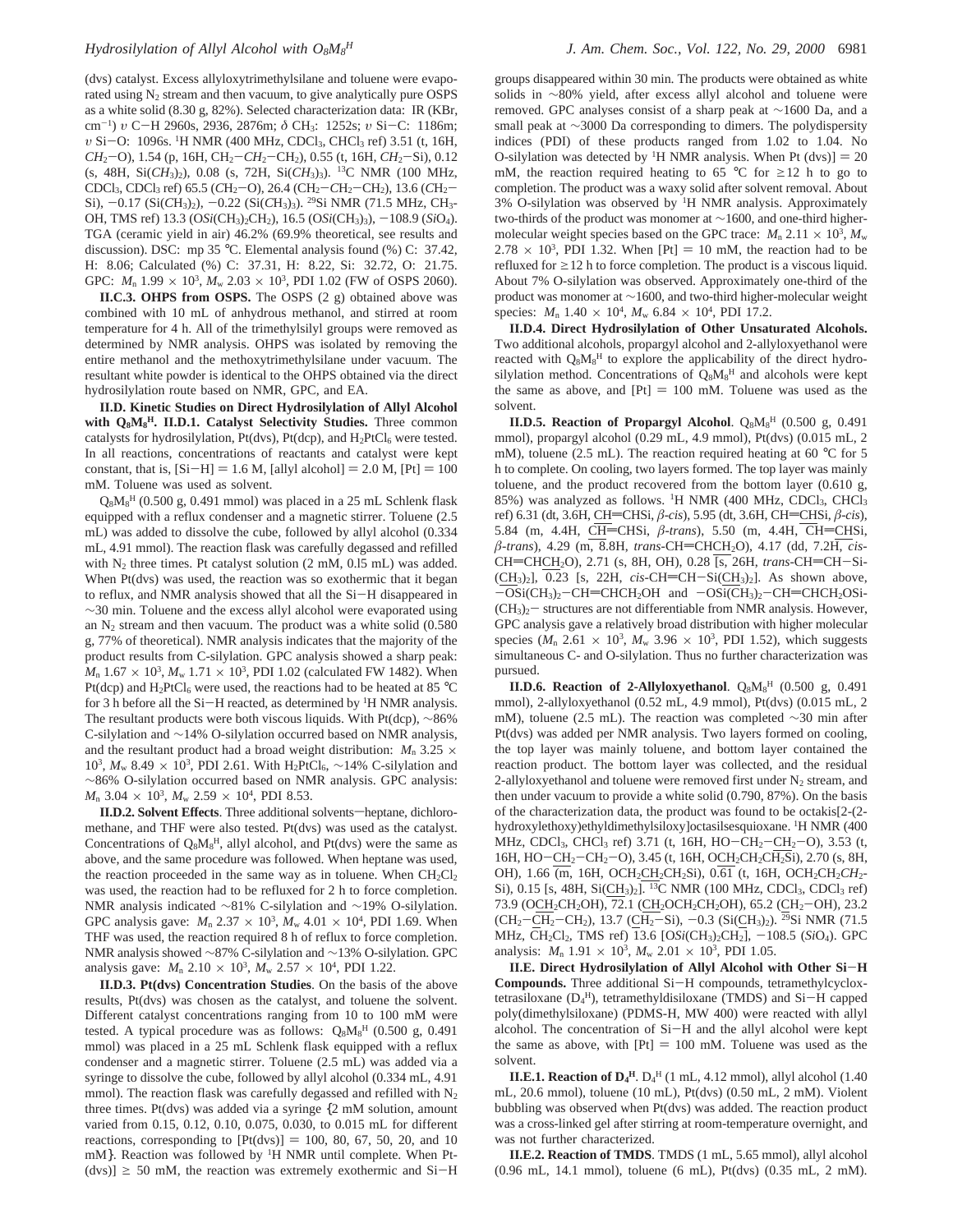(dvs) catalyst. Excess allyloxytrimethylsilane and toluene were evaporated using $N_2$ stream and then vacuum, to give analytically pure OSPS as a white solid (8.30 g, 82%). Selected characterization data: IR (KBr, $cm^{-1}$) $\upsilon$ C−H 2960s, 2936, 2876m; $\delta$ $CH_3$: 1252s; $\upsilon$ Si−C: 1186m; $\upsilon$ Si−O: 1096s. $^1$H NMR (400 MHz, $CDCl_3$, $CHCl_3$ ref) 3.51 (t, 16H, $CH_2$−O), 1.54 (p, 16H, $CH_2$−$CH_2$−$CH_2$), 0.55 (t, 16H, $CH_2$−Si), 0.12 (s, 48H, Si($CH_3$)$_2$), 0.08 (s, 72H, Si($CH_3$)$_3$). $^{13}$C NMR (100 MHz, $CDCl_3$, $CDCl_3$ ref) 65.5 ($CH_2$−O), 26.4 ($CH_2$−$CH_2$−$CH_2$), 13.6 ($CH_2$−Si), −0.17 (Si($CH_3$)$_2$), −0.22 (Si($CH_3$)$_3$). $^{29}$Si NMR (71.5 MHz, $CH_3$-OH, TMS ref) 13.3 (O*Si*($CH_3$)$_2$$CH_2$), 16.5 (O*Si*($CH_3$)$_3$), −108.9 (*Si*$O_4$). TGA (ceramic yield in air) 46.2% (69.9% theoretical, see results and discussion). DSC: mp 35 °C. Elemental analysis found (%) C: 37.42, H: 8.06; Calculated (%) C: 37.31, H: 8.22, Si: 32.72, O: 21.75. GPC: $M_n$ 1.99 × $10^3$, $M_w$ 2.03 × $10^3$, PDI 1.02 (FW of OSPS 2060).

**II.C.3. OHPS from OSPS.** The OSPS (2 g) obtained above was combined with 10 mL of anhydrous methanol, and stirred at room temperature for 4 h. All of the trimethylsilyl groups were removed as determined by NMR analysis. OHPS was isolated by removing the entire methanol and the methoxytrimethylsilane under vacuum. The resultant white powder is identical to the OHPS obtained via the direct hydrosilylation route based on NMR, GPC, and EA.

**II.D. Kinetic Studies on Direct Hydrosilylation of Allyl Alcohol with $Q_8M_8^H$. II.D.1. Catalyst Selectivity Studies.** Three common catalysts for hydrosilylation, Pt(dvs), Pt(dcp), and $H_2PtCl_6$ were tested. In all reactions, concentrations of reactants and catalyst were kept constant, that is, [Si−H] = 1.6 M, [allyl alcohol] = 2.0 M, [Pt] = 100 mM. Toluene was used as solvent.

$Q_8M_8^H$ (0.500 g, 0.491 mmol) was placed in a 25 mL Schlenk flask equipped with a reflux condenser and a magnetic stirrer. Toluene (2.5 mL) was added to dissolve the cube, followed by allyl alcohol (0.334 mL, 4.91 mmol). The reaction flask was carefully degassed and refilled with $N_2$ three times. Pt catalyst solution (2 mM, 0.l5 mL) was added. When Pt(dvs) was used, the reaction was so exothermic that it began to reflux, and NMR analysis showed that all the Si−H disappeared in ~30 min. Toluene and the excess allyl alcohol were evaporated using an $N_2$ stream and then vacuum. The product was a white solid (0.580 g, 77% of theoretical). NMR analysis indicates that the majority of the product results from C-silylation. GPC analysis showed a sharp peak: $M_n$ 1.67 × $10^3$, $M_w$ 1.71 × $10^3$, PDI 1.02 (calculated FW 1482). When Pt(dcp) and $H_2PtCl_6$ were used, the reactions had to be heated at 85 °C for 3 h before all the Si−H reacted, as determined by $^1$H NMR analysis. The resultant products were both viscous liquids. With Pt(dcp), ~86% C-silylation and ~14% O-silylation occurred based on NMR analysis, and the resultant product had a broad weight distribution: $M_n$ 3.25 × $10^3$, $M_w$ 8.49 × $10^3$, PDI 2.61. With $H_2PtCl_6$, ~14% C-silylation and ~86% O-silylation occurred based on NMR analysis. GPC analysis: $M_n$ 3.04 × $10^3$, $M_w$ 2.59 × $10^4$, PDI 8.53.

**II.D.2. Solvent Effects**. Three additional solvents—heptane, dichloromethane, and THF were also tested. Pt(dvs) was used as the catalyst. Concentrations of $Q_8M_8^H$, allyl alcohol, and Pt(dvs) were the same as above, and the same procedure was followed. When heptane was used, the reaction proceeded in the same way as in toluene. When $CH_2Cl_2$ was used, the reaction had to be refluxed for 2 h to force completion. NMR analysis indicated ~81% C-silylation and ~19% O-silylation. GPC analysis gave: $M_n$ 2.37 × $10^3$, $M_w$ 4.01 × $10^4$, PDI 1.69. When THF was used, the reaction required 8 h of reflux to force completion. NMR analysis showed ~87% C-silylation and ~13% O-silylation. GPC analysis gave: $M_n$ 2.10 × $10^3$, $M_w$ 2.57 × $10^4$, PDI 1.22.

**II.D.3. Pt(dvs) Concentration Studies**. On the basis of the above results, Pt(dvs) was chosen as the catalyst, and toluene the solvent. Different catalyst concentrations ranging from 10 to 100 mM were tested. A typical procedure was as follows: $Q_8M_8^H$ (0.500 g, 0.491 mmol) was placed in a 25 mL Schlenk flask equipped with a reflux condenser and a magnetic stirrer. Toluene (2.5 mL) was added via a syringe to dissolve the cube, followed by allyl alcohol (0.334 mL, 4.91 mmol). The reaction flask was carefully degassed and refilled with $N_2$ three times. Pt(dvs) was added via a syringe {2 mM solution, amount varied from 0.15, 0.12, 0.10, 0.075, 0.030, to 0.015 mL for different reactions, corresponding to [Pt(dvs)] = 100, 80, 67, 50, 20, and 10 mM}. Reaction was followed by $^1$H NMR until complete. When Pt(dvs)] ≥ 50 mM, the reaction was extremely exothermic and Si−H groups disappeared within 30 min. The products were obtained as white solids in ~80% yield, after excess allyl alcohol and toluene were removed. GPC analyses consist of a sharp peak at ~1600 Da, and a small peak at ~3000 Da corresponding to dimers. The polydispersity indices (PDI) of these products ranged from 1.02 to 1.04. No O-silylation was detected by $^1$H NMR analysis. When Pt (dvs)] = 20 mM, the reaction required heating to 65 °C for ≥12 h to go to completion. The product was a waxy solid after solvent removal. About 3% O-silylation was observed by $^1$H NMR analysis. Approximately two-thirds of the product was monomer at ~1600, and one-third higher-molecular weight species based on the GPC trace: $M_n$ 2.11 × $10^3$, $M_w$ 2.78 × $10^3$, PDI 1.32. When [Pt] = 10 mM, the reaction had to be refluxed for ≥12 h to force completion. The product is a viscous liquid. About 7% O-silylation was observed. Approximately one-third of the product was monomer at ~1600, and two-third higher-molecular weight species: $M_n$ 1.40 × $10^4$, $M_w$ 6.84 × $10^4$, PDI 17.2.

**II.D.4. Direct Hydrosilylation of Other Unsaturated Alcohols.** Two additional alcohols, propargyl alcohol and 2-allyloxyethanol were reacted with $Q_8M_8^H$ to explore the applicability of the direct hydrosilylation method. Concentrations of $Q_8M_8^H$ and alcohols were kept the same as above, and [Pt] = 100 mM. Toluene was used as the solvent.

**II.D.5. Reaction of Propargyl Alcohol**. $Q_8M_8^H$ (0.500 g, 0.491 mmol), propargyl alcohol (0.29 mL, 4.9 mmol), Pt(dvs) (0.015 mL, 2 mM), toluene (2.5 mL). The reaction required heating at 60 °C for 5 h to complete. On cooling, two layers formed. The top layer was mainly toluene, and the product recovered from the bottom layer (0.610 g, 85%) was analyzed as follows. $^1$H NMR (400 MHz, $CDCl_3$, $CHCl_3$ ref) 6.31 (dt, 3.6H, CH=CHSi, β-*cis*), 5.95 (dt, 3.6H, CH=CHSi, β-*cis*), 5.84 (m, 4.4H, CH=CHSi, β-*trans*), 5.50 (m, 4.4H, CH=CHSi, β-*trans*), 4.29 (m, 8.8H, *trans*-CH=CH$CH_2$O), 4.17 (dd, 7.2H, *cis*-CH=CH$CH_2$O), 2.71 (s, 8H, OH), 0.28 [s, 26H, *trans*-CH=CH−Si-($CH_3$)$_2$], 0.23 [s, 22H, *cis*-CH=CH−Si($CH_3$)$_2$]. As shown above, −OSi($CH_3$)$_2$−CH=CHCH$_2$OH and −OSi($CH_3$)$_2$−CH=CHCH$_2$OSi-($CH_3$)$_2$− structures are not differentiable from NMR analysis. However, GPC analysis gave a relatively broad distribution with higher molecular species ($M_n$ 2.61 × $10^3$, $M_w$ 3.96 × $10^3$, PDI 1.52), which suggests simultaneous C- and O-silylation. Thus no further characterization was pursued.

**II.D.6. Reaction of 2-Allyloxyethanol**. $Q_8M_8^H$ (0.500 g, 0.491 mmol), 2-allyloxyethanol (0.52 mL, 4.9 mmol), Pt(dvs) (0.015 mL, 2 mM), toluene (2.5 mL). The reaction was completed ~30 min after Pt(dvs) was added per NMR analysis. Two layers formed on cooling, the top layer was mainly toluene, and bottom layer contained the reaction product. The bottom layer was collected, and the residual 2-allyloxyethanol and toluene were removed first under $N_2$ stream, and then under vacuum to provide a white solid (0.790, 87%). On the basis of the characterization data, the product was found to be octakis[2-(2-hydroxylethoxy)ethyldimethylsiloxy]octasilsesquioxane. $^1$H NMR (400 MHz, $CDCl_3$, $CHCl_3$ ref) 3.71 (t, 16H, HO−$CH_2$−$CH_2$−O), 3.53 (t, 16H, HO−$CH_2$−$CH_2$−O), 3.45 (t, 16H, O$CH_2$$CH_2$$CH_2$Si), 2.70 (s, 8H, OH), 1.66 (m, 16H, OCH$_2$$CH_2$CH$_2$Si), 0.61 (t, 16H, OCH$_2$CH$_2$$CH_2$-Si), 0.15 [s, 48H, Si($CH_3$)$_2$]. $^{13}$C NMR (100 MHz, $CDCl_3$, $CDCl_3$ ref) 73.9 (O$CH_2$CH$_2$OH), 72.1 ($CH_2$OCH$_2$CH$_2$OH), 65.2 ($CH_2$−OH), 23.2 ($CH_2$−$CH_2$−$CH_2$), 13.7 ($CH_2$−Si), −0.3 (Si($CH_3$)$_2$). $^{29}$Si NMR (71.5 MHz, $CH_2Cl_2$, TMS ref) 13.6 [O*Si*($CH_3$)$_2$$CH_2$], −108.5 (*Si*$O_4$). GPC analysis: $M_n$ 1.91 × $10^3$, $M_w$ 2.01 × $10^3$, PDI 1.05.

**II.E. Direct Hydrosilylation of Allyl Alcohol with Other Si−H Compounds.** Three additional Si−H compounds, tetramethylcycloxtetrasiloxane ($D_4^H$), tetramethyldisiloxane (TMDS) and Si−H capped poly(dimethylsiloxane) (PDMS-H, MW 400) were reacted with allyl alcohol. The concentration of Si−H and the allyl alcohol were kept the same as above, with [Pt] = 100 mM. Toluene was used as the solvent.

**II.E.1. Reaction of $D_4^H$.** $D_4^H$ (1 mL, 4.12 mmol), allyl alcohol (1.40 mL, 20.6 mmol), toluene (10 mL), Pt(dvs) (0.50 mL, 2 mM). Violent bubbling was observed when Pt(dvs) was added. The reaction product was a cross-linked gel after stirring at room-temperature overnight, and was not further characterized.

**II.E.2. Reaction of TMDS**. TMDS (1 mL, 5.65 mmol), allyl alcohol (0.96 mL, 14.1 mmol), toluene (6 mL), Pt(dvs) (0.35 mL, 2 mM).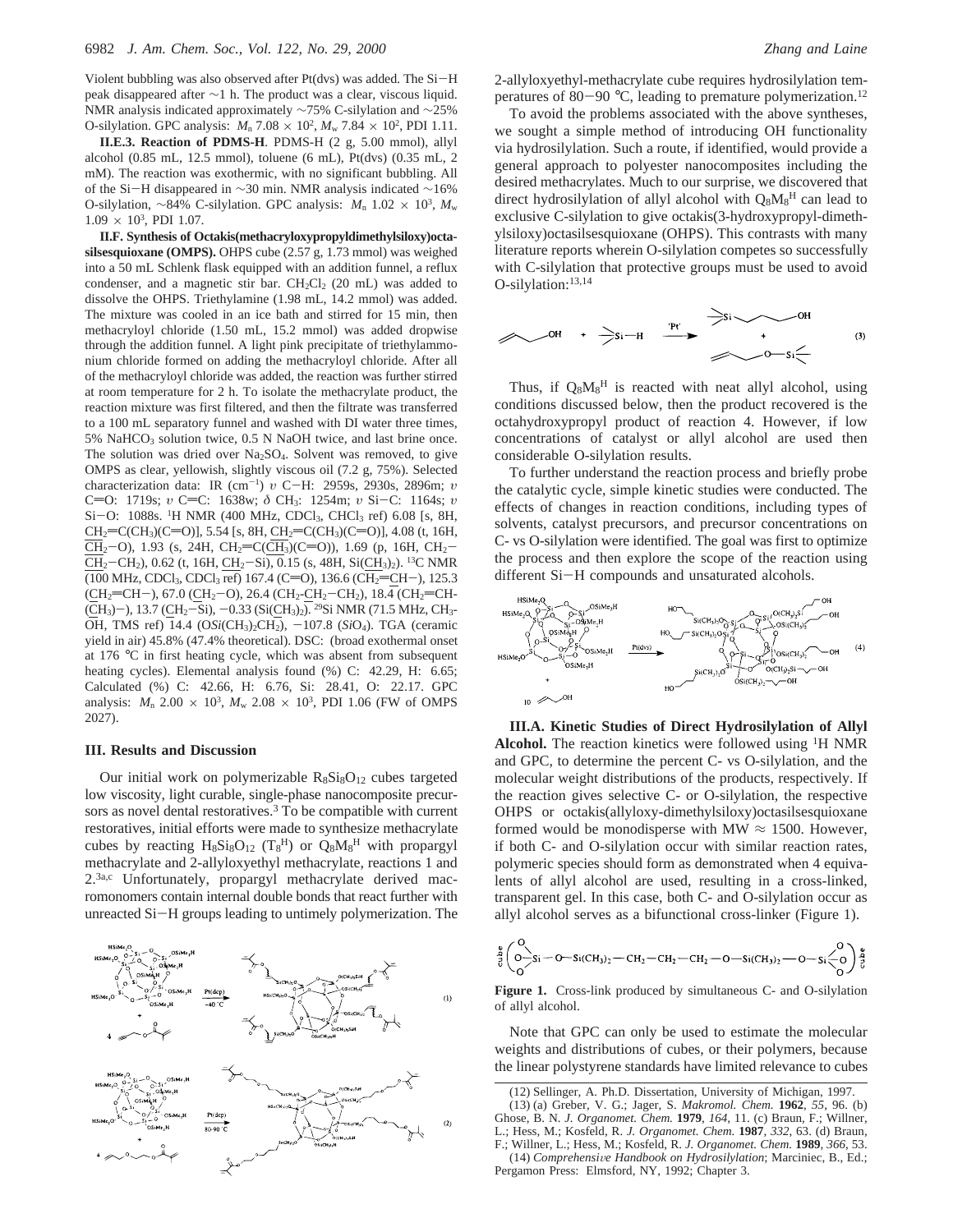Violent bubbling was also observed after Pt(dvs) was added. The Si−H peak disappeared after ∼1 h. The product was a clear, viscous liquid. NMR analysis indicated approximately ∼75% C-silylation and ∼25% O-silylation. GPC analysis: $M_n$ 7.08 × $10^2$, $M_w$ 7.84 × $10^2$, PDI 1.11.

**II.E.3. Reaction of PDMS-H**. PDMS-H (2 g, 5.00 mmol), allyl alcohol (0.85 mL, 12.5 mmol), toluene (6 mL), Pt(dvs) (0.35 mL, 2 mM). The reaction was exothermic, with no significant bubbling. All of the Si−H disappeared in ∼30 min. NMR analysis indicated ∼16% O-silylation, ∼84% C-silylation. GPC analysis: $M_n$ 1.02 × $10^3$, $M_w$ 1.09 × $10^3$, PDI 1.07.

**II.F. Synthesis of Octakis(methacryloxypropyldimethylsiloxy)octasilsesquioxane (OMPS).** OHPS cube (2.57 g, 1.73 mmol) was weighed into a 50 mL Schlenk flask equipped with an addition funnel, a reflux condenser, and a magnetic stir bar. $CH_2Cl_2$ (20 mL) was added to dissolve the OHPS. Triethylamine (1.98 mL, 14.2 mmol) was added. The mixture was cooled in an ice bath and stirred for 15 min, then methacryloyl chloride (1.50 mL, 15.2 mmol) was added dropwise through the addition funnel. A light pink precipitate of triethylammonium chloride formed on adding the methacryloyl chloride. After all of the methacryloyl chloride was added, the reaction was further stirred at room temperature for 2 h. To isolate the methacrylate product, the reaction mixture was first filtered, and then the filtrate was transferred to a 100 mL separatory funnel and washed with DI water three times, 5% $NaHCO_3$ solution twice, 0.5 N NaOH twice, and last brine once. The solution was dried over $Na_2SO_4$. Solvent was removed, to give OMPS as clear, yellowish, slightly viscous oil (7.2 g, 75%). Selected characterization data: IR ($cm^{-1}$) *υ* C−H: 2959s, 2930s, 2896m; *υ* C=O: 1719s; *υ* C=C: 1638w; *δ* $CH_3$: 1254m; *υ* Si−C: 1164s; *υ* Si−O: 1088s. $^1$H NMR (400 MHz, $CDCl_3$, $CHCl_3$ ref) 6.08 [s, 8H, $\underline{CH_2}$=C($CH_3$)(C=O)], 5.54 [s, 8H, $\underline{CH_2}$=C($CH_3$)(C=O)], 4.08 (t, 16H, $\underline{CH_2}$−O), 1.93 (s, 24H, $CH_2$=C($\underline{CH_3}$)(C=O)), 1.69 (p, 16H, $CH_2$−$\underline{CH_2}$−$CH_2$), 0.62 (t, 16H, $\underline{CH_2}$−Si), 0.15 (s, 48H, Si($\underline{CH_3}$)$_2$). $^{13}$C NMR (100 MHz, $CDCl_3$, $CDCl_3$ ref) 167.4 (C=O), 136.6 ($CH_2$=$\underline{C}$H−), 125.3 ($\underline{C}H_2$=CH−), 67.0 ($\underline{C}H_2$−O), 26.4 ($CH_2$-$\underline{C}H_2$−$CH_2$), 18.4 ($CH_2$=CH-($\underline{C}H_3$)−), 13.7 ($\underline{C}H_2$−Si), −0.33 (Si($\underline{C}H_3$)$_2$). $^{29}$Si NMR (71.5 MHz, $CH_3$-OH, TMS ref) 14.4 (O*Si*($CH_3$)$_2$$CH_2$), −107.8 (*Si*$O_4$). TGA (ceramic yield in air) 45.8% (47.4% theoretical). DSC: (broad exothermal onset at 176 °C in first heating cycle, which was absent from subsequent heating cycles). Elemental analysis found (%) C: 42.29, H: 6.65; Calculated (%) C: 42.66, H: 6.76, Si: 28.41, O: 22.17. GPC analysis: $M_n$ 2.00 × $10^3$, $M_w$ 2.08 × $10^3$, PDI 1.06 (FW of OMPS 2027).

## III. Results and Discussion

Our initial work on polymerizable $R_8Si_8O_{12}$ cubes targeted low viscosity, light curable, single-phase nanocomposite precursors as novel dental restoratives.[3] To be compatible with current restoratives, initial efforts were made to synthesize methacrylate cubes by reacting $H_8Si_8O_{12}$ ($T_8^H$) or $Q_8M_8^H$ with propargyl methacrylate and 2-allyloxyethyl methacrylate, reactions 1 and 2.[3a,c] Unfortunately, propargyl methacrylate derived macromonomers contain internal double bonds that react further with unreacted Si−H groups leading to untimely polymerization. The 2-allyloxyethyl-methacrylate cube requires hydrosilylation temperatures of 80−90 °C, leading to premature polymerization.[12]

(1)

(2)

To avoid the problems associated with the above syntheses, we sought a simple method of introducing OH functionality via hydrosilylation. Such a route, if identified, would provide a general approach to polyester nanocomposites including the desired methacrylates. Much to our surprise, we discovered that direct hydrosilylation of allyl alcohol with $Q_8M_8^H$ can lead to exclusive C-silylation to give octakis(3-hydroxypropyl-dimethylsiloxy)octasilsesquioxane (OHPS). This contrasts with many literature reports wherein O-silylation competes so successfully with C-silylation that protective groups must be used to avoid O-silylation:[13,14]

(3)

Thus, if $Q_8M_8^H$ is reacted with neat allyl alcohol, using conditions discussed below, then the product recovered is the octahydroxypropyl product of reaction 4. However, if low concentrations of catalyst or allyl alcohol are used then considerable O-silylation results.

To further understand the reaction process and briefly probe the catalytic cycle, simple kinetic studies were conducted. The effects of changes in reaction conditions, including types of solvents, catalyst precursors, and precursor concentrations on C- vs O-silylation were identified. The goal was first to optimize the process and then explore the scope of the reaction using different Si−H compounds and unsaturated alcohols.

(4)

**III.A. Kinetic Studies of Direct Hydrosilylation of Allyl Alcohol.** The reaction kinetics were followed using $^1$H NMR and GPC, to determine the percent C- vs O-silylation, and the molecular weight distributions of the products, respectively. If the reaction gives selective C- or O-silylation, the respective OHPS or octakis(allyloxy-dimethylsiloxy)octasilsesquioxane formed would be monodisperse with MW ≈ 1500. However, if both C- and O-silylation occur with similar reaction rates, polymeric species should form as demonstrated when 4 equivalents of allyl alcohol are used, resulting in a cross-linked, transparent gel. In this case, both C- and O-silylation occur as allyl alcohol serves as a bifunctional cross-linker (Figure 1).

**Figure 1.** Cross-link produced by simultaneous C- and O-silylation of allyl alcohol.

Note that GPC can only be used to estimate the molecular weights and distributions of cubes, or their polymers, because the linear polystyrene standards have limited relevance to cubes

(12) Sellinger, A. Ph.D. Dissertation, University of Michigan, 1997.

(13) (a) Greber, V. G.; Jager, S. *Makromol. Chem.* **1962**, *55*, 96. (b) Ghose, B. N. *J. Organomet. Chem.* **1979**, *164*, 11. (c) Braun, F.; Willner, L.; Hess, M.; Kosfeld, R. *J. Organomet. Chem.* **1987**, *332*, 63. (d) Braun, F.; Willner, L.; Hess, M.; Kosfeld, R. *J. Organomet. Chem.* **1989**, *366*, 53.

(14) *Comprehensive Handbook on Hydrosilylation*; Marciniec, B., Ed.; Pergamon Press: Elmsford, NY, 1992; Chapter 3.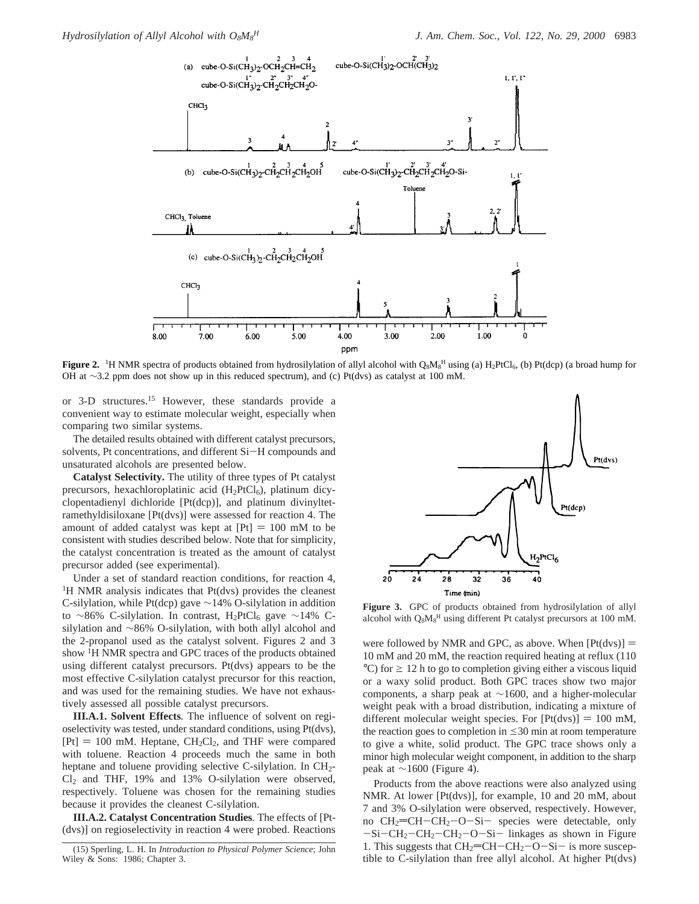**Figure 2.** $^1$H NMR spectra of products obtained from hydrosilylation of allyl alcohol with $Q_8M_8^H$ using (a) $H_2PtCl_6$, (b) Pt(dcp) (a broad hump for OH at ~3.2 ppm does not show up in this reduced spectrum), and (c) Pt(dvs) as catalyst at 100 mM.

or 3-D structures.[15] However, these standards provide a convenient way to estimate molecular weight, especially when comparing two similar systems.

The detailed results obtained with different catalyst precursors, solvents, Pt concentrations, and different Si−H compounds and unsaturated alcohols are presented below.

**Catalyst Selectivity.** The utility of three types of Pt catalyst precursors, hexachloroplatinic acid ($H_2PtCl_6$), platinum dicyclopentadienyl dichloride [Pt(dcp)], and platinum divinyltetramethyldisiloxane [Pt(dvs)] were assessed for reaction 4. The amount of added catalyst was kept at [Pt] = 100 mM to be consistent with studies described below. Note that for simplicity, the catalyst concentration is treated as the amount of catalyst precursor added (see experimental).

Under a set of standard reaction conditions, for reaction 4, $^1$H NMR analysis indicates that Pt(dvs) provides the cleanest C-silylation, while Pt(dcp) gave ~14% O-silylation in addition to ~86% C-silylation. In contrast, $H_2PtCl_6$ gave ~14% C-silylation and ~86% O-silylation, with both allyl alcohol and the 2-propanol used as the catalyst solvent. Figures 2 and 3 show $^1$H NMR spectra and GPC traces of the products obtained using different catalyst precursors. Pt(dvs) appears to be the most effective C-silylation catalyst precursor for this reaction, and was used for the remaining studies. We have not exhaustively assessed all possible catalyst precursors.

**III.A.1. Solvent Effects**. The influence of solvent on regioselectivity was tested, under standard conditions, using Pt(dvs), [Pt] = 100 mM. Heptane, $CH_2Cl_2$, and THF were compared with toluene. Reaction 4 proceeds much the same in both heptane and toluene providing selective C-silylation. In $CH_2Cl_2$ and THF, 19% and 13% O-silylation were observed, respectively. Toluene was chosen for the remaining studies because it provides the cleanest C-silylation.

**III.A.2. Catalyst Concentration Studies**. The effects of [Pt(dvs)] on regioselectivity in reaction 4 were probed. Reactions were followed by NMR and GPC, as above. When [Pt(dvs)] = 10 mM and 20 mM, the reaction required heating at reflux (110 °C) for ≥ 12 h to go to completion giving either a viscous liquid or a waxy solid product. Both GPC traces show two major components, a sharp peak at ~1600, and a higher-molecular weight peak with a broad distribution, indicating a mixture of different molecular weight species. For [Pt(dvs)] = 100 mM, the reaction goes to completion in ≤30 min at room temperature to give a white, solid product. The GPC trace shows only a minor high molecular weight component, in addition to the sharp peak at ~1600 (Figure 4).

**Figure 3.** GPC of products obtained from hydrosilylation of allyl alcohol with $Q_8M_8^H$ using different Pt catalyst precursors at 100 mM.

Products from the above reactions were also analyzed using NMR. At lower [Pt(dvs)], for example, 10 and 20 mM, about 7 and 3% O-silylation were observed, respectively. However, no $CH_2{=}CH{-}CH_2{-}O{-}Si{-}$ species were detectable, only $-Si{-}CH_2{-}CH_2{-}CH_2{-}O{-}Si{-}$ linkages as shown in Figure 1. This suggests that $CH_2{=}CH{-}CH_2{-}O{-}Si{-}$ is more susceptible to C-silylation than free allyl alcohol. At higher Pt(dvs)

(15) Sperling, L. H. In *Introduction to Physical Polymer Science*; John Wiley & Sons: 1986; Chapter 3.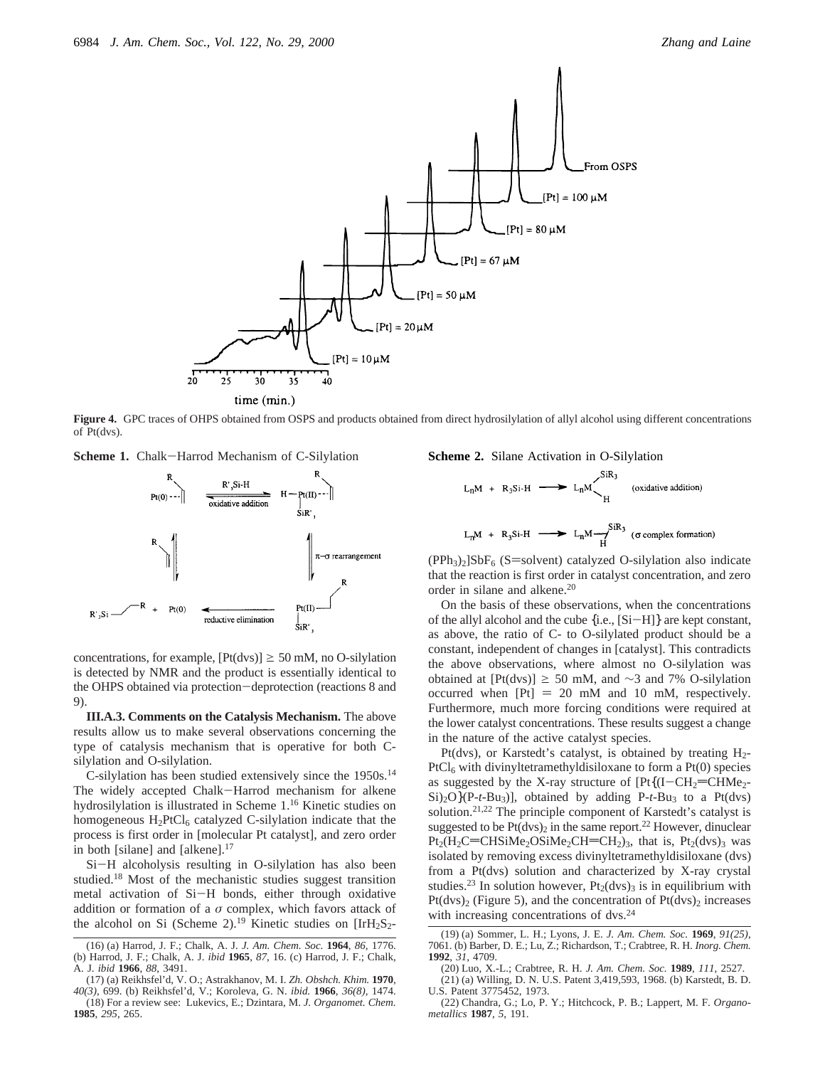**Figure 4.** GPC traces of OHPS obtained from OSPS and products obtained from direct hydrosilylation of allyl alcohol using different concentrations of Pt(dvs).

**Scheme 1.** Chalk–Harrod Mechanism of C-Silylation

**Scheme 2.** Silane Activation in O-Silylation

concentrations, for example, [Pt(dvs)] ≥ 50 mM, no O-silylation is detected by NMR and the product is essentially identical to the OHPS obtained via protection–deprotection (reactions 8 and 9).

**III.A.3. Comments on the Catalysis Mechanism.** The above results allow us to make several observations concerning the type of catalysis mechanism that is operative for both C-silylation and O-silylation.

C-silylation has been studied extensively since the 1950s.[14] The widely accepted Chalk–Harrod mechanism for alkene hydrosilylation is illustrated in Scheme 1.[16] Kinetic studies on homogeneous $H_2PtCl_6$ catalyzed C-silylation indicate that the process is first order in [molecular Pt catalyst], and zero order in both [silane] and [alkene].[17]

Si–H alcoholysis resulting in O-silylation has also been studied.[18] Most of the mechanistic studies suggest transition metal activation of Si–H bonds, either through oxidative addition or formation of a $\sigma$ complex, which favors attack of the alcohol on Si (Scheme 2).[19] Kinetic studies on $[IrH_2S_2(PPh_3)_2]SbF_6$ (S=solvent) catalyzed O-silylation also indicate that the reaction is first order in catalyst concentration, and zero order in silane and alkene.[20]

On the basis of these observations, when the concentrations of the allyl alcohol and the cube {i.e., [Si–H]} are kept constant, as above, the ratio of C- to O-silylated product should be a constant, independent of changes in [catalyst]. This contradicts the above observations, where almost no O-silylation was obtained at [Pt(dvs)] ≥ 50 mM, and ~3 and 7% O-silylation occurred when [Pt] = 20 mM and 10 mM, respectively. Furthermore, much more forcing conditions were required at the lower catalyst concentrations. These results suggest a change in the nature of the active catalyst species.

Pt(dvs), or Karstedt's catalyst, is obtained by treating $H_2PtCl_6$ with divinyltetramethyldisiloxane to form a Pt(0) species as suggested by the X-ray structure of $[Pt\{(I{-}CH_2{=}CHMe_2Si)_2O\}(P\text{-}t\text{-}Bu_3)]$, obtained by adding P-*t*-$Bu_3$ to a Pt(dvs) solution.[21,22] The principle component of Karstedt's catalyst is suggested to be $Pt(dvs)_2$ in the same report.[22] However, dinuclear $Pt_2(H_2C{=}CHSiMe_2OSiMe_2CH{=}CH_2)_3$, that is, $Pt_2(dvs)_3$ was isolated by removing excess divinyltetramethyldisiloxane (dvs) from a Pt(dvs) solution and characterized by X-ray crystal studies.[23] In solution however, $Pt_2(dvs)_3$ is in equilibrium with $Pt(dvs)_2$ (Figure 5), and the concentration of $Pt(dvs)_2$ increases with increasing concentrations of dvs.[24]

(16) (a) Harrod, J. F.; Chalk, A. J. *J. Am. Chem. Soc.* **1964**, *86*, 1776. (b) Harrod, J. F.; Chalk, A. J. *ibid* **1965**, *87*, 16. (c) Harrod, J. F.; Chalk, A. J. *ibid* **1966**, *88*, 3491.

(17) (a) Reikhsfel'd, V. O.; Astrakhanov, M. I. *Zh. Obshch. Khim.* **1970**, *40(3)*, 699. (b) Reikhsfel'd, V.; Koroleva, G. N. *ibid.* **1966**, *36(8)*, 1474.

(18) For a review see: Lukevics, E.; Dzintara, M. *J. Organomet. Chem.* **1985**, *295*, 265.

(19) (a) Sommer, L. H.; Lyons, J. E. *J. Am. Chem. Soc.* **1969**, *91(25)*, 7061. (b) Barber, D. E.; Lu, Z.; Richardson, T.; Crabtree, R. H. *Inorg. Chem.* **1992**, *31*, 4709.

(20) Luo, X.-L.; Crabtree, R. H. *J. Am. Chem. Soc.* **1989**, *111*, 2527.

(21) (a) Willing, D. N. U.S. Patent 3,419,593, 1968. (b) Karstedt, B. D. U.S. Patent 3775452, 1973.

(22) Chandra, G.; Lo, P. Y.; Hitchcock, P. B.; Lappert, M. F. *Organometallics* **1987**, *5*, 191.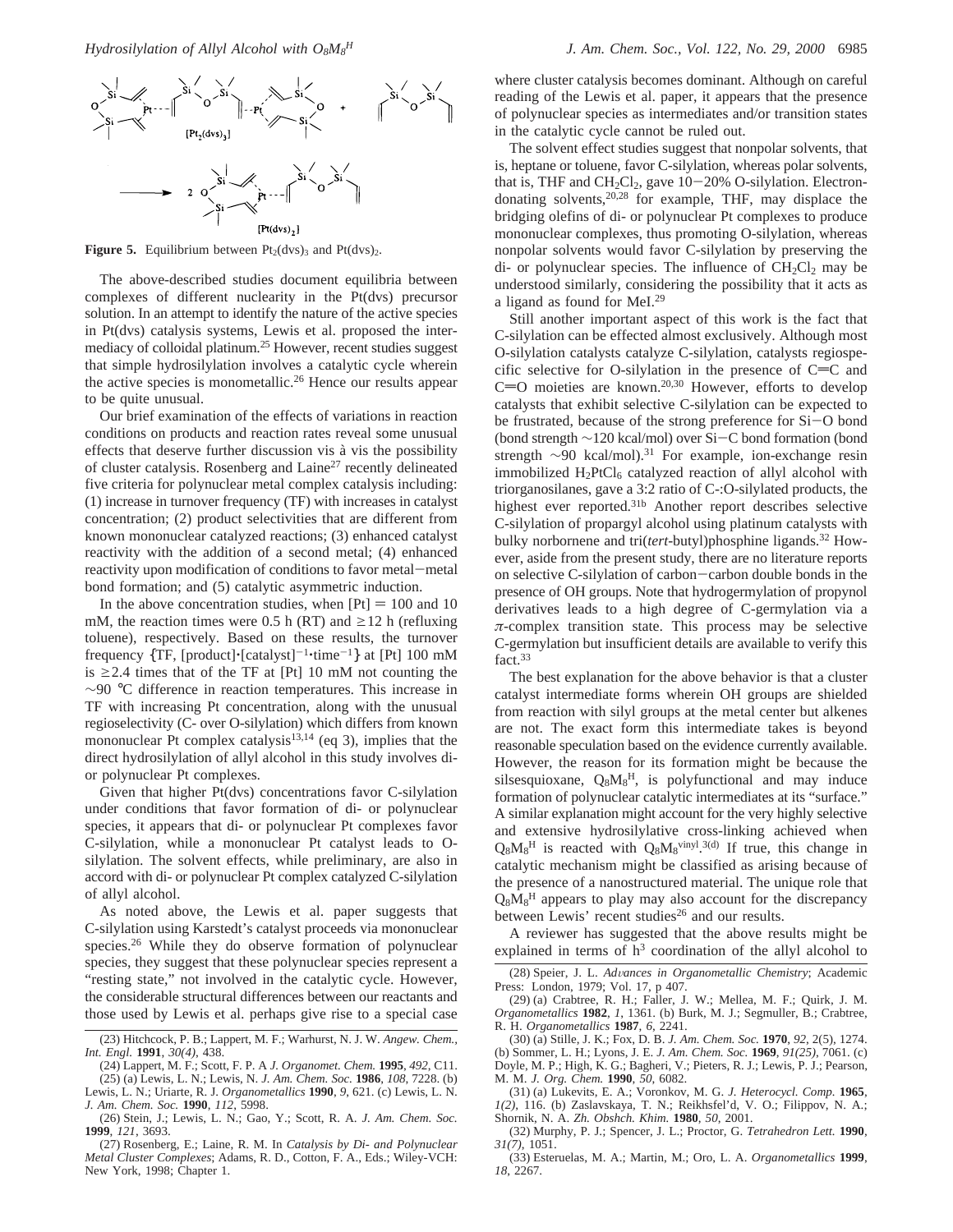**Figure 5.** Equilibrium between $Pt_2(dvs)_3$ and $Pt(dvs)_2$.

The above-described studies document equilibria between complexes of different nuclearity in the Pt(dvs) precursor solution. In an attempt to identify the nature of the active species in Pt(dvs) catalysis systems, Lewis et al. proposed the intermediacy of colloidal platinum.[25] However, recent studies suggest that simple hydrosilylation involves a catalytic cycle wherein the active species is monometallic.[26] Hence our results appear to be quite unusual.

Our brief examination of the effects of variations in reaction conditions on products and reaction rates reveal some unusual effects that deserve further discussion vis à vis the possibility of cluster catalysis. Rosenberg and Laine[27] recently delineated five criteria for polynuclear metal complex catalysis including: (1) increase in turnover frequency (TF) with increases in catalyst concentration; (2) product selectivities that are different from known mononuclear catalyzed reactions; (3) enhanced catalyst reactivity with the addition of a second metal; (4) enhanced reactivity upon modification of conditions to favor metal−metal bond formation; and (5) catalytic asymmetric induction.

In the above concentration studies, when [Pt] = 100 and 10 mM, the reaction times were 0.5 h (RT) and ≥12 h (refluxing toluene), respectively. Based on these results, the turnover frequency {TF, $[\text{product}]\cdot[\text{catalyst}]^{-1}\cdot\text{time}^{-1}$} at [Pt] 100 mM is ≥2.4 times that of the TF at [Pt] 10 mM not counting the ~90 °C difference in reaction temperatures. This increase in TF with increasing Pt concentration, along with the unusual regioselectivity (C- over O-silylation) which differs from known mononuclear Pt complex catalysis[13,14] (eq 3), implies that the direct hydrosilylation of allyl alcohol in this study involves di- or polynuclear Pt complexes.

Given that higher Pt(dvs) concentrations favor C-silylation under conditions that favor formation of di- or polynuclear species, it appears that di- or polynuclear Pt complexes favor C-silylation, while a mononuclear Pt catalyst leads to O-silylation. The solvent effects, while preliminary, are also in accord with di- or polynuclear Pt complex catalyzed C-silylation of allyl alcohol.

As noted above, the Lewis et al. paper suggests that C-silylation using Karstedt's catalyst proceeds via mononuclear species.[26] While they do observe formation of polynuclear species, they suggest that these polynuclear species represent a "resting state," not involved in the catalytic cycle. However, the considerable structural differences between our reactants and those used by Lewis et al. perhaps give rise to a special case where cluster catalysis becomes dominant. Although on careful reading of the Lewis et al. paper, it appears that the presence of polynuclear species as intermediates and/or transition states in the catalytic cycle cannot be ruled out.

The solvent effect studies suggest that nonpolar solvents, that is, heptane or toluene, favor C-silylation, whereas polar solvents, that is, THF and $CH_2Cl_2$, gave 10−20% O-silylation. Electron-donating solvents,[20,28] for example, THF, may displace the bridging olefins of di- or polynuclear Pt complexes to produce mononuclear complexes, thus promoting O-silylation, whereas nonpolar solvents would favor C-silylation by preserving the di- or polynuclear species. The influence of $CH_2Cl_2$ may be understood similarly, considering the possibility that it acts as a ligand as found for MeI.[29]

Still another important aspect of this work is the fact that C-silylation can be effected almost exclusively. Although most O-silylation catalysts catalyze C-silylation, catalysts regiospecific selective for O-silylation in the presence of C=C and C=O moieties are known.[20,30] However, efforts to develop catalysts that exhibit selective C-silylation can be expected to be frustrated, because of the strong preference for Si−O bond (bond strength ~120 kcal/mol) over Si−C bond formation (bond strength ~90 kcal/mol).[31] For example, ion-exchange resin immobilized $H_2PtCl_6$ catalyzed reaction of allyl alcohol with triorganosilanes, gave a 3:2 ratio of C-:O-silylated products, the highest ever reported.[31b] Another report describes selective C-silylation of propargyl alcohol using platinum catalysts with bulky norbornene and tri(*tert*-butyl)phosphine ligands.[32] However, aside from the present study, there are no literature reports on selective C-silylation of carbon−carbon double bonds in the presence of OH groups. Note that hydrogermylation of propynol derivatives leads to a high degree of C-germylation via a $\pi$-complex transition state. This process may be selective C-germylation but insufficient details are available to verify this fact.[33]

The best explanation for the above behavior is that a cluster catalyst intermediate forms wherein OH groups are shielded from reaction with silyl groups at the metal center but alkenes are not. The exact form this intermediate takes is beyond reasonable speculation based on the evidence currently available. However, the reason for its formation might be because the silsesquioxane, $Q_8M_8^H$, is polyfunctional and may induce formation of polynuclear catalytic intermediates at its "surface." A similar explanation might account for the very highly selective and extensive hydrosilylative cross-linking achieved when $Q_8M_8^H$ is reacted with $Q_8M_8^{vinyl}$.[3(d)] If true, this change in catalytic mechanism might be classified as arising because of the presence of a nanostructured material. The unique role that $Q_8M_8^H$ appears to play may also account for the discrepancy between Lewis' recent studies[26] and our results.

A reviewer has suggested that the above results might be explained in terms of h[3] coordination of the allyl alcohol to

(23) Hitchcock, P. B.; Lappert, M. F.; Warhurst, N. J. W. *Angew. Chem., Int. Engl.* **1991**, *30(4)*, 438.
(24) Lappert, M. F.; Scott, F. P. A *J. Organomet. Chem.* **1995**, *492*, C11.
(25) (a) Lewis, L. N.; Lewis, N. *J. Am. Chem. Soc.* **1986**, *108*, 7228. (b) Lewis, L. N.; Uriarte, R. J. *Organometallics* **1990**, *9*, 621. (c) Lewis, L. N. *J. Am. Chem. Soc.* **1990**, *112*, 5998.
(26) Stein, J.; Lewis, L. N.; Gao, Y.; Scott, R. A. *J. Am. Chem. Soc.* **1999**, *121*, 3693.
(27) Rosenberg, E.; Laine, R. M. In *Catalysis by Di- and Polynuclear Metal Cluster Complexes*; Adams, R. D., Cotton, F. A., Eds.; Wiley-VCH: New York, 1998; Chapter 1.
(28) Speier, J. L. *Advances in Organometallic Chemistry*; Academic Press: London, 1979; Vol. 17, p 407.
(29) (a) Crabtree, R. H.; Faller, J. W.; Mellea, M. F.; Quirk, J. M. *Organometallics* **1982**, *1*, 1361. (b) Burk, M. J.; Segmuller, B.; Crabtree, R. H. *Organometallics* **1987**, *6*, 2241.
(30) (a) Stille, J. K.; Fox, D. B. *J. Am. Chem. Soc.* **1970**, *92*, 2(5), 1274. (b) Sommer, L. H.; Lyons, J. E. *J. Am. Chem. Soc.* **1969**, *91(25)*, 7061. (c) Doyle, M. P.; High, K. G.; Bagheri, V.; Pieters, R. J.; Lewis, P. J.; Pearson, M. M. *J. Org. Chem.* **1990**, *50*, 6082.
(31) (a) Lukevits, E. A.; Voronkov, M. G. *J. Heterocycl. Comp.* **1965**, *1(2)*, 116. (b) Zaslavskaya, T. N.; Reikhsfel'd, V. O.; Filippov, N. A.; Shornik, N. A. *Zh. Obshch. Khim.* **1980**, *50*, 2001.
(32) Murphy, P. J.; Spencer, J. L.; Proctor, G. *Tetrahedron Lett.* **1990**, *31(7)*, 1051.
(33) Esteruelas, M. A.; Martin, M.; Oro, L. A. *Organometallics* **1999**, *18*, 2267.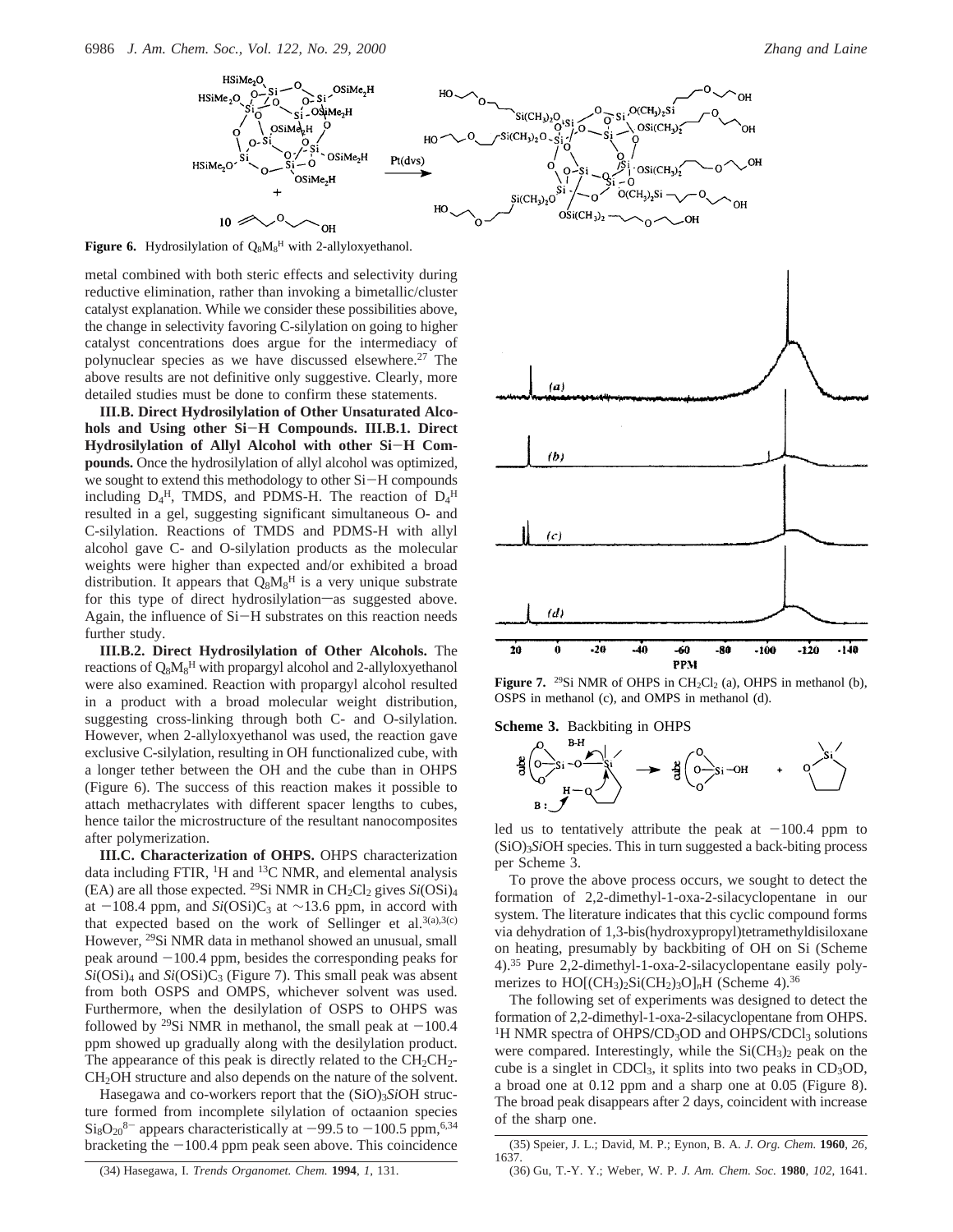**Figure 6.** Hydrosilylation of $Q_8M_8^H$ with 2-allyloxyethanol.

metal combined with both steric effects and selectivity during reductive elimination, rather than invoking a bimetallic/cluster catalyst explanation. While we consider these possibilities above, the change in selectivity favoring C-silylation on going to higher catalyst concentrations does argue for the intermediacy of polynuclear species as we have discussed elsewhere.[27] The above results are not definitive only suggestive. Clearly, more detailed studies must be done to confirm these statements.

**III.B. Direct Hydrosilylation of Other Unsaturated Alcohols and Using other Si−H Compounds. III.B.1. Direct Hydrosilylation of Allyl Alcohol with other Si−H Compounds.** Once the hydrosilylation of allyl alcohol was optimized, we sought to extend this methodology to other Si−H compounds including $D_4^H$, TMDS, and PDMS-H. The reaction of $D_4^H$ resulted in a gel, suggesting significant simultaneous O- and C-silylation. Reactions of TMDS and PDMS-H with allyl alcohol gave C- and O-silylation products as the molecular weights were higher than expected and/or exhibited a broad distribution. It appears that $Q_8M_8^H$ is a very unique substrate for this type of direct hydrosilylation—as suggested above. Again, the influence of Si−H substrates on this reaction needs further study.

**III.B.2. Direct Hydrosilylation of Other Alcohols.** The reactions of $Q_8M_8^H$ with propargyl alcohol and 2-allyloxyethanol were also examined. Reaction with propargyl alcohol resulted in a product with a broad molecular weight distribution, suggesting cross-linking through both C- and O-silylation. However, when 2-allyloxyethanol was used, the reaction gave exclusive C-silylation, resulting in OH functionalized cube, with a longer tether between the OH and the cube than in OHPS (Figure 6). The success of this reaction makes it possible to attach methacrylates with different spacer lengths to cubes, hence tailor the microstructure of the resultant nanocomposites after polymerization.

**III.C. Characterization of OHPS.** OHPS characterization data including FTIR, $^1$H and $^{13}$C NMR, and elemental analysis (EA) are all those expected. $^{29}$Si NMR in $CH_2Cl_2$ gives $Si(OSi)_4$ at −108.4 ppm, and $Si(OSi)C_3$ at ~13.6 ppm, in accord with that expected based on the work of Sellinger et al.[3(a),3(c)] However, $^{29}$Si NMR data in methanol showed an unusual, small peak around −100.4 ppm, besides the corresponding peaks for $Si(OSi)_4$ and $Si(OSi)C_3$ (Figure 7). This small peak was absent from both OSPS and OMPS, whichever solvent was used. Furthermore, when the desilylation of OSPS to OHPS was followed by $^{29}$Si NMR in methanol, the small peak at −100.4 ppm showed up gradually along with the desilylation product. The appearance of this peak is directly related to the $CH_2CH_2CH_2OH$ structure and also depends on the nature of the solvent.

Hasegawa and co-workers report that the $(SiO)_3SiOH$ structure formed from incomplete silylation of octaanion species $Si_8O_{20}^{8-}$ appears characteristically at −99.5 to −100.5 ppm,[6,34] bracketing the −100.4 ppm peak seen above. This coincidence led us to tentatively attribute the peak at −100.4 ppm to $(SiO)_3SiOH$ species. This in turn suggested a back-biting process per Scheme 3.

**Figure 7.** $^{29}$Si NMR of OHPS in $CH_2Cl_2$ (a), OHPS in methanol (b), OSPS in methanol (c), and OMPS in methanol (d).

**Scheme 3.** Backbiting in OHPS

To prove the above process occurs, we sought to detect the formation of 2,2-dimethyl-1-oxa-2-silacyclopentane in our system. The literature indicates that this cyclic compound forms via dehydration of 1,3-bis(hydroxypropyl)tetramethyldisiloxane on heating, presumably by backbiting of OH on Si (Scheme 4).[35] Pure 2,2-dimethyl-1-oxa-2-silacyclopentane easily polymerizes to $HO[(CH_3)_2Si(CH_2)_3O]_nH$ (Scheme 4).[36]

The following set of experiments was designed to detect the formation of 2,2-dimethyl-1-oxa-2-silacyclopentane from OHPS. $^1$H NMR spectra of OHPS/$CD_3OD$ and OHPS/$CDCl_3$ solutions were compared. Interestingly, while the $Si(CH_3)_2$ peak on the cube is a singlet in $CDCl_3$, it splits into two peaks in $CD_3OD$, a broad one at 0.12 ppm and a sharp one at 0.05 (Figure 8). The broad peak disappears after 2 days, coincident with increase of the sharp one.

(34) Hasegawa, I. *Trends Organomet. Chem.* **1994**, *1*, 131.

(35) Speier, J. L.; David, M. P.; Eynon, B. A. *J. Org. Chem.* **1960**, *26*, 1637.

(36) Gu, T.-Y. Y.; Weber, W. P. *J. Am. Chem. Soc.* **1980**, *102*, 1641.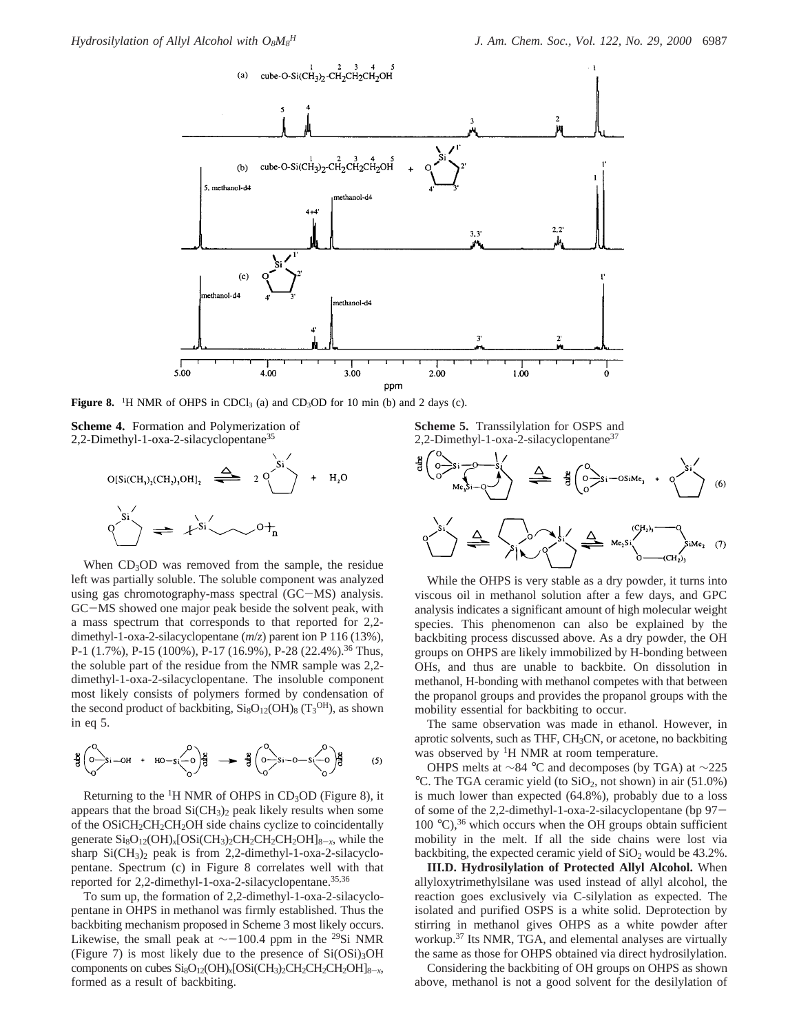**Figure 8.** $^1$H NMR of OHPS in $CDCl_3$ (a) and $CD_3OD$ for 10 min (b) and 2 days (c).

**Scheme 4.** Formation and Polymerization of 2,2-Dimethyl-1-oxa-2-silacyclopentane[35]

When $CD_3OD$ was removed from the sample, the residue left was partially soluble. The soluble component was analyzed using gas chromatography-mass spectral (GC−MS) analysis. GC−MS showed one major peak beside the solvent peak, with a mass spectrum that corresponds to that reported for 2,2-dimethyl-1-oxa-2-silacyclopentane (*m/z*) parent ion P 116 (13%), P-1 (1.7%), P-15 (100%), P-17 (16.9%), P-28 (22.4%).[36] Thus, the soluble part of the residue from the NMR sample was 2,2-dimethyl-1-oxa-2-silacyclopentane. The insoluble component most likely consists of polymers formed by condensation of the second product of backbiting, $Si_8O_{12}(OH)_8$ ($T_3^{OH}$), as shown in eq 5.

$$(5)$$

Returning to the $^1$H NMR of OHPS in $CD_3OD$ (Figure 8), it appears that the broad $Si(CH_3)_2$ peak likely results when some of the $OSiCH_2CH_2CH_2OH$ side chains cyclize to coincidentally generate $Si_8O_{12}(OH)_x[OSi(CH_3)_2CH_2CH_2CH_2OH]_{8-x}$, while the sharp $Si(CH_3)_2$ peak is from 2,2-dimethyl-1-oxa-2-silacyclopentane. Spectrum (c) in Figure 8 correlates well with that reported for 2,2-dimethyl-1-oxa-2-silacyclopentane.[35,36]

To sum up, the formation of 2,2-dimethyl-1-oxa-2-silacyclopentane in OHPS in methanol was firmly established. Thus the backbiting mechanism proposed in Scheme 3 most likely occurs. Likewise, the small peak at $\sim -100.4$ ppm in the $^{29}$Si NMR (Figure 7) is most likely due to the presence of $Si(OSi)_3OH$ components on cubes $Si_8O_{12}(OH)_x[OSi(CH_3)_2CH_2CH_2CH_2OH]_{8-x}$, formed as a result of backbiting.

**Scheme 5.** Transsilylation for OSPS and 2,2-Dimethyl-1-oxa-2-silacyclopentane[37]

$$(6)$$

$$(7)$$

While the OHPS is very stable as a dry powder, it turns into viscous oil in methanol solution after a few days, and GPC analysis indicates a significant amount of high molecular weight species. This phenomenon can also be explained by the backbiting process discussed above. As a dry powder, the OH groups on OHPS are likely immobilized by H-bonding between OHs, and thus are unable to backbite. On dissolution in methanol, H-bonding with methanol competes with that between the propanol groups and provides the propanol groups with the mobility essential for backbiting to occur.

The same observation was made in ethanol. However, in aprotic solvents, such as THF, $CH_3CN$, or acetone, no backbiting was observed by $^1$H NMR at room temperature.

OHPS melts at ~84 °C and decomposes (by TGA) at ~225 °C. The TGA ceramic yield (to $SiO_2$, not shown) in air (51.0%) is much lower than expected (64.8%), probably due to a loss of some of the 2,2-dimethyl-1-oxa-2-silacyclopentane (bp 97−100 °C),[36] which occurs when the OH groups obtain sufficient mobility in the melt. If all the side chains were lost via backbiting, the expected ceramic yield of $SiO_2$ would be 43.2%.

**III.D. Hydrosilylation of Protected Allyl Alcohol.** When allyloxytrimethylsilane was used instead of allyl alcohol, the reaction goes exclusively via C-silylation as expected. The isolated and purified OSPS is a white solid. Deprotection by stirring in methanol gives OHPS as a white powder after workup.[37] Its NMR, TGA, and elemental analyses are virtually the same as those for OHPS obtained via direct hydrosilylation.

Considering the backbiting of OH groups on OHPS as shown above, methanol is not a good solvent for the desilylation of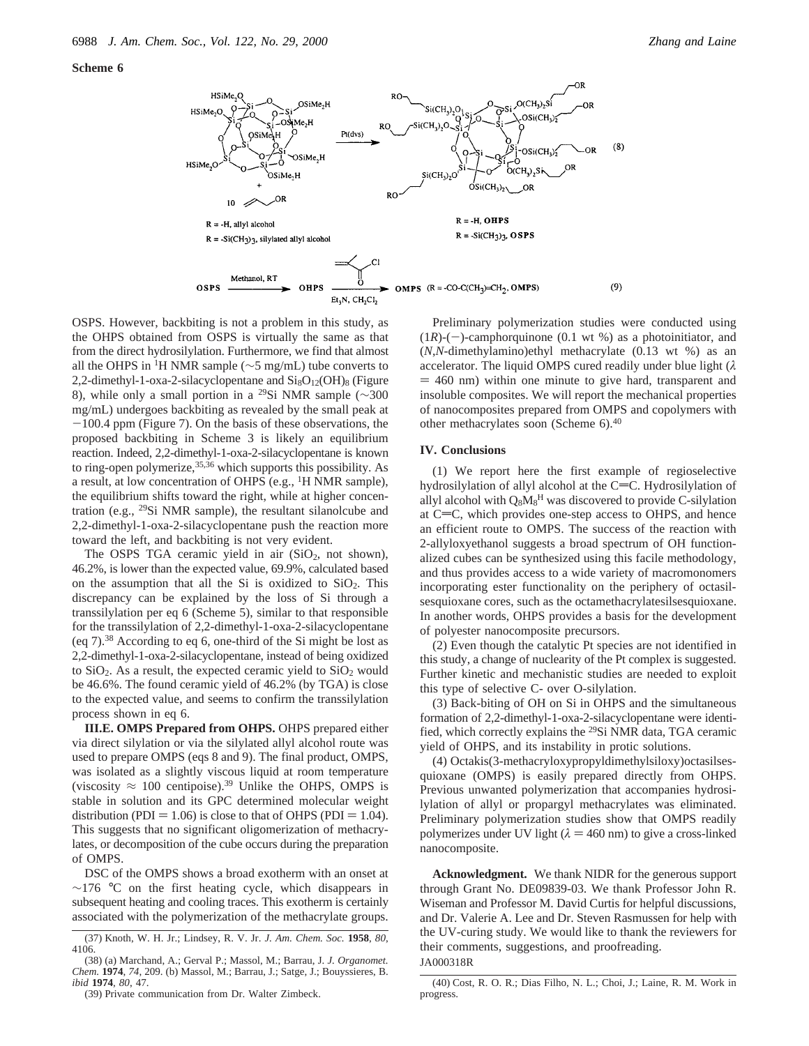**Scheme 6**

$R = -H$, allyl alcohol

$R = -Si(CH_3)_3$, silylated allyl alcohol

Pt(dvs)

$R = -H$, **OHPS**

$R = -Si(CH_3)_3$, **OSPS**

(8)

OSPS $\xrightarrow{\text{Methanol, RT}}$ OHPS $\xrightarrow{Et_3N,\ CH_2Cl_2}$ OMPS ($R = -CO-C(CH_3)=CH_2$, **OMPS**) (9)

OSPS. However, backbiting is not a problem in this study, as the OHPS obtained from OSPS is virtually the same as that from the direct hydrosilylation. Furthermore, we find that almost all the OHPS in $^1$H NMR sample (~5 mg/mL) tube converts to 2,2-dimethyl-1-oxa-2-silacyclopentane and $Si_8O_{12}(OH)_8$ (Figure 8), while only a small portion in a $^{29}$Si NMR sample (~300 mg/mL) undergoes backbiting as revealed by the small peak at −100.4 ppm (Figure 7). On the basis of these observations, the proposed backbiting in Scheme 3 is likely an equilibrium reaction. Indeed, 2,2-dimethyl-1-oxa-2-silacyclopentane is known to ring-open polymerize,[35,36] which supports this possibility. As a result, at low concentration of OHPS (e.g., $^1$H NMR sample), the equilibrium shifts toward the right, while at higher concentration (e.g., $^{29}$Si NMR sample), the resultant silanolcube and 2,2-dimethyl-1-oxa-2-silacyclopentane push the reaction more toward the left, and backbiting is not very evident.

The OSPS TGA ceramic yield in air ($SiO_2$, not shown), 46.2%, is lower than the expected value, 69.9%, calculated based on the assumption that all the Si is oxidized to $SiO_2$. This discrepancy can be explained by the loss of Si through a transsilylation per eq 6 (Scheme 5), similar to that responsible for the transsilylation of 2,2-dimethyl-1-oxa-2-silacyclopentane (eq 7).[38] According to eq 6, one-third of the Si might be lost as 2,2-dimethyl-1-oxa-2-silacyclopentane, instead of being oxidized to $SiO_2$. As a result, the expected ceramic yield to $SiO_2$ would be 46.6%. The found ceramic yield of 46.2% (by TGA) is close to the expected value, and seems to confirm the transsilylation process shown in eq 6.

**III.E. OMPS Prepared from OHPS.** OHPS prepared either via direct silylation or via the silylated allyl alcohol route was used to prepare OMPS (eqs 8 and 9). The final product, OMPS, was isolated as a slightly viscous liquid at room temperature (viscosity ≈ 100 centipoise).[39] Unlike the OHPS, OMPS is stable in solution and its GPC determined molecular weight distribution (PDI = 1.06) is close to that of OHPS (PDI = 1.04). This suggests that no significant oligomerization of methacrylates, or decomposition of the cube occurs during the preparation of OMPS.

DSC of the OMPS shows a broad exotherm with an onset at ~176 °C on the first heating cycle, which disappears in subsequent heating and cooling traces. This exotherm is certainly associated with the polymerization of the methacrylate groups.

Preliminary polymerization studies were conducted using (1*R*)-(−)-camphorquinone (0.1 wt %) as a photoinitiator, and (*N*,*N*-dimethylamino)ethyl methacrylate (0.13 wt %) as an accelerator. The liquid OMPS cured readily under blue light ($\lambda$ = 460 nm) within one minute to give hard, transparent and insoluble composites. We will report the mechanical properties of nanocomposites prepared from OMPS and copolymers with other methacrylates soon (Scheme 6).[40]

## IV. Conclusions

(1) We report here the first example of regioselective hydrosilylation of allyl alcohol at the C=C. Hydrosilylation of allyl alcohol with $Q_8M_8^H$ was discovered to provide C-silylation at C=C, which provides one-step access to OHPS, and hence an efficient route to OMPS. The success of the reaction with 2-allyloxyethanol suggests a broad spectrum of OH functionalized cubes can be synthesized using this facile methodology, and thus provides access to a wide variety of macromonomers incorporating ester functionality on the periphery of octasilsesquioxane cores, such as the octamethacrylatesilsesquioxane. In another words, OHPS provides a basis for the development of polyester nanocomposite precursors.

(2) Even though the catalytic Pt species are not identified in this study, a change of nuclearity of the Pt complex is suggested. Further kinetic and mechanistic studies are needed to exploit this type of selective C- over O-silylation.

(3) Back-biting of OH on Si in OHPS and the simultaneous formation of 2,2-dimethyl-1-oxa-2-silacyclopentane were identified, which correctly explains the $^{29}$Si NMR data, TGA ceramic yield of OHPS, and its instability in protic solutions.

(4) Octakis(3-methacryloxypropyldimethylsiloxy)octasilsesquioxane (OMPS) is easily prepared directly from OHPS. Previous unwanted polymerization that accompanies hydrosilylation of allyl or propargyl methacrylates was eliminated. Preliminary polymerization studies show that OMPS readily polymerizes under UV light ($\lambda$ = 460 nm) to give a cross-linked nanocomposite.

**Acknowledgment.** We thank NIDR for the generous support through Grant No. DE09839-03. We thank Professor John R. Wiseman and Professor M. David Curtis for helpful discussions, and Dr. Valerie A. Lee and Dr. Steven Rasmussen for help with the UV-curing study. We would like to thank the reviewers for their comments, suggestions, and proofreading.

JA000318R

(37) Knoth, W. H. Jr.; Lindsey, R. V. Jr. *J. Am. Chem. Soc.* **1958**, *80*, 4106.

(38) (a) Marchand, A.; Gerval P.; Massol, M.; Barrau, J. *J. Organomet. Chem.* **1974**, *74*, 209. (b) Massol, M.; Barrau, J.; Satge, J.; Bouyssieres, B. *ibid* **1974**, *80*, 47.

(39) Private communication from Dr. Walter Zimbeck.

(40) Cost, R. O. R.; Dias Filho, N. L.; Choi, J.; Laine, R. M. Work in progress.